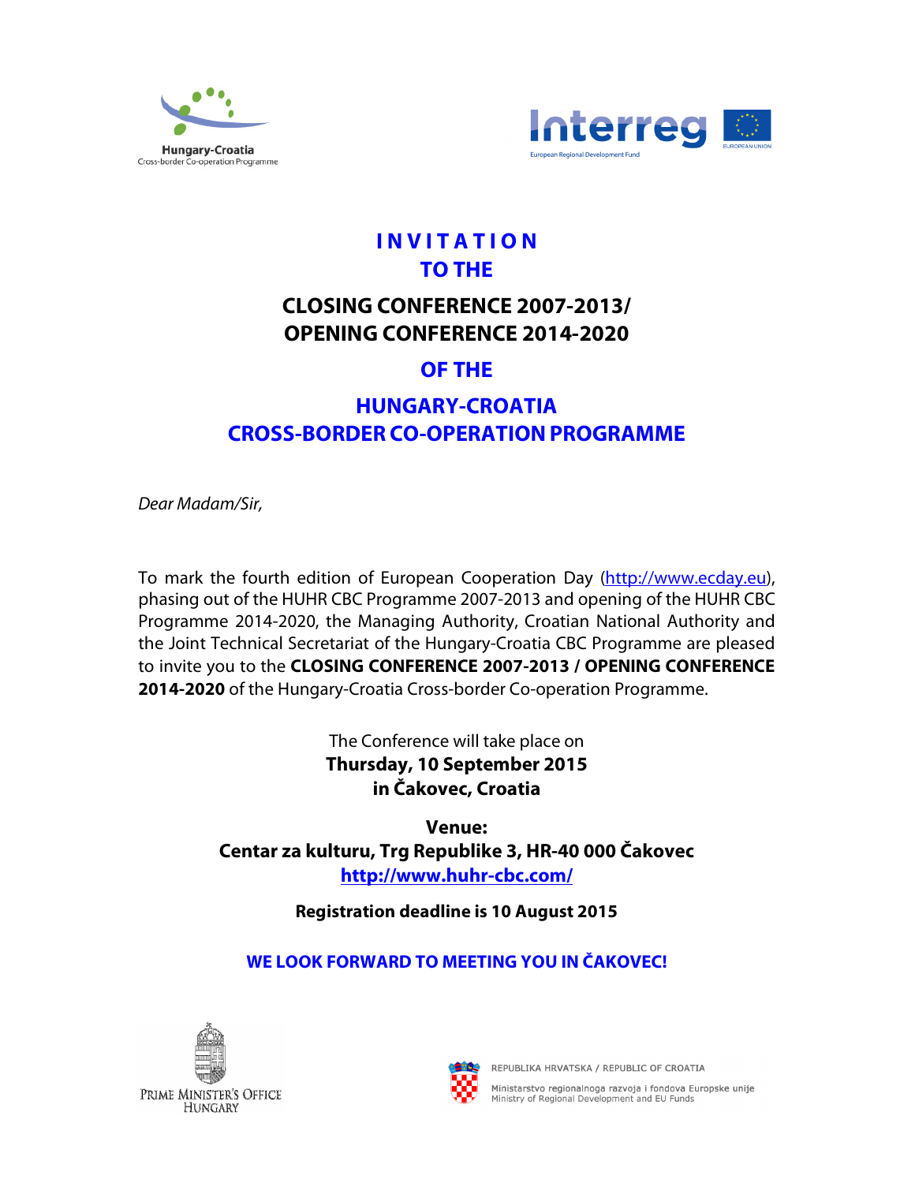Hungary-Croatia
Cross-border Co-operation Programme

Interreg
European Regional Development Fund
EUROPEAN UNION

# INVITATION TO THE

# CLOSING CONFERENCE 2007-2013/ OPENING CONFERENCE 2014-2020

# OF THE

# HUNGARY-CROATIA CROSS-BORDER CO-OPERATION PROGRAMME

*Dear Madam/Sir,*

To mark the fourth edition of European Cooperation Day (http://www.ecday.eu), phasing out of the HUHR CBC Programme 2007-2013 and opening of the HUHR CBC Programme 2014-2020, the Managing Authority, Croatian National Authority and the Joint Technical Secretariat of the Hungary-Croatia CBC Programme are pleased to invite you to the **CLOSING CONFERENCE 2007-2013 / OPENING CONFERENCE 2014-2020** of the Hungary-Croatia Cross-border Co-operation Programme.

The Conference will take place on
**Thursday, 10 September 2015**
**in Čakovec, Croatia**

**Venue:**
**Centar za kulturu, Trg Republike 3, HR-40 000 Čakovec**
**http://www.huhr-cbc.com/**

**Registration deadline is 10 August 2015**

**WE LOOK FORWARD TO MEETING YOU IN ČAKOVEC!**

PRIME MINISTER'S OFFICE
HUNGARY

REPUBLIKA HRVATSKA / REPUBLIC OF CROATIA
Ministarstvo regionalnoga razvoja i fondova Europske unije
Ministry of Regional Development and EU Funds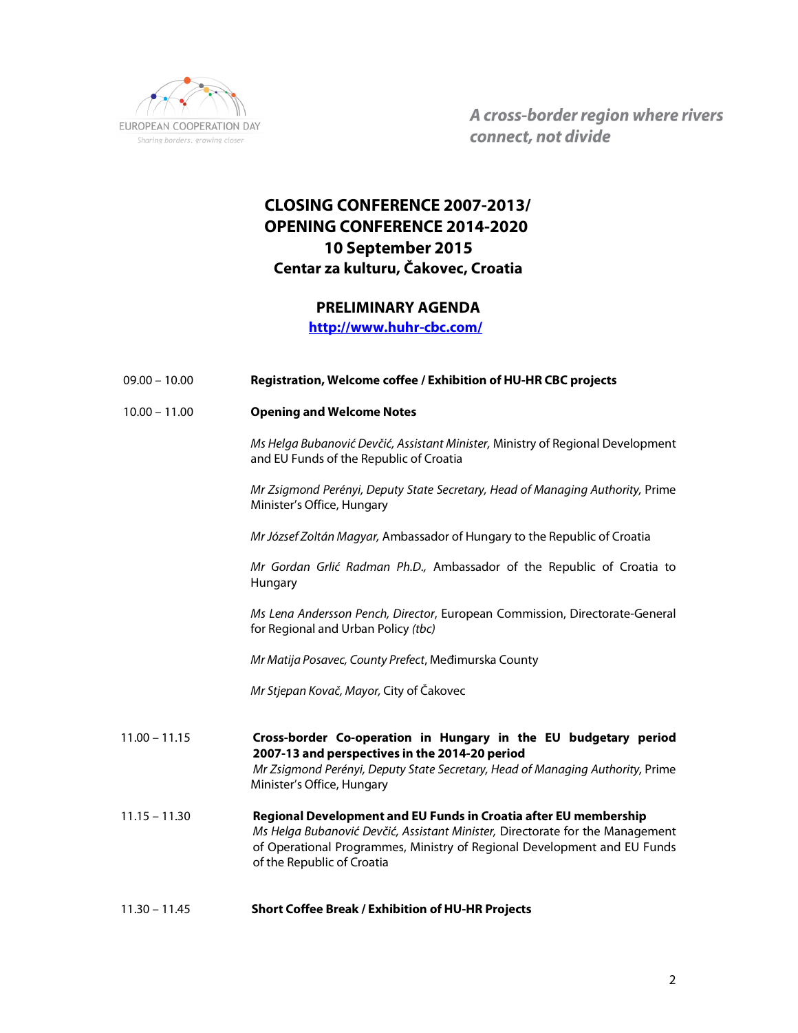EUROPEAN COOPERATION DAY
*Sharing borders, growing closer*

***A cross-border region where rivers connect, not divide***

# CLOSING CONFERENCE 2007-2013/ OPENING CONFERENCE 2014-2020
# 10 September 2015
# Centar za kulturu, Čakovec, Croatia

## PRELIMINARY AGENDA

[http://www.huhr-cbc.com/](http://www.huhr-cbc.com/)

| | |
|---|---|
| 09.00 – 10.00 | **Registration, Welcome coffee / Exhibition of HU-HR CBC projects** |
| 10.00 – 11.00 | **Opening and Welcome Notes** |
| | *Ms Helga Bubanović Devčić, Assistant Minister,* Ministry of Regional Development and EU Funds of the Republic of Croatia |
| | *Mr Zsigmond Perényi, Deputy State Secretary, Head of Managing Authority,* Prime Minister's Office, Hungary |
| | *Mr József Zoltán Magyar,* Ambassador of Hungary to the Republic of Croatia |
| | *Mr Gordan Grlić Radman Ph.D.,* Ambassador of the Republic of Croatia to Hungary |
| | *Ms Lena Andersson Pench, Director*, European Commission, Directorate-General for Regional and Urban Policy *(tbc)* |
| | *Mr Matija Posavec, County Prefect*, Međimurska County |
| | *Mr Stjepan Kovač, Mayor,* City of Čakovec |
| 11.00 – 11.15 | **Cross-border Co-operation in Hungary in the EU budgetary period 2007-13 and perspectives in the 2014-20 period**<br>*Mr Zsigmond Perényi, Deputy State Secretary, Head of Managing Authority,* Prime Minister's Office, Hungary |
| 11.15 – 11.30 | **Regional Development and EU Funds in Croatia after EU membership**<br>*Ms Helga Bubanović Devčić, Assistant Minister,* Directorate for the Management of Operational Programmes, Ministry of Regional Development and EU Funds of the Republic of Croatia |
| 11.30 – 11.45 | **Short Coffee Break / Exhibition of HU-HR Projects** |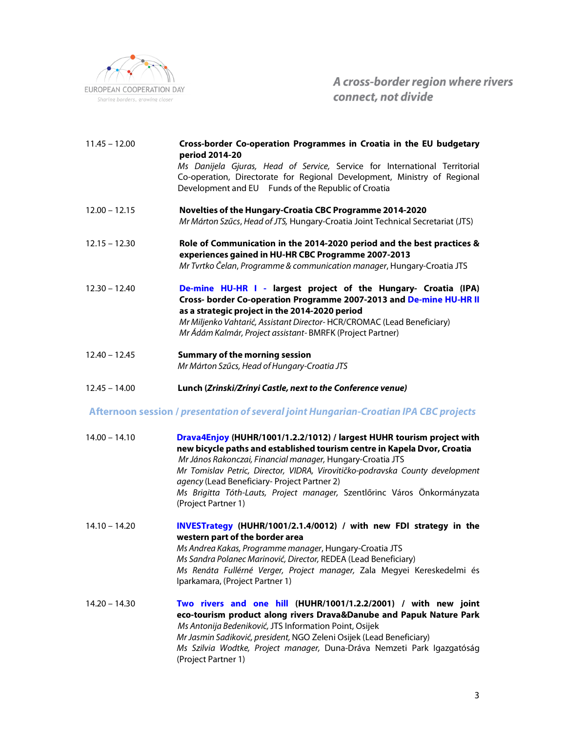| | |
|---|---|
| 11.45 – 12.00 | **Cross-border Co-operation Programmes in Croatia in the EU budgetary period 2014-20**<br>*Ms Danijela Gjuras, Head of Service,* Service for International Territorial Co-operation, Directorate for Regional Development, Ministry of Regional Development and EU Funds of the Republic of Croatia |
| 12.00 – 12.15 | **Novelties of the Hungary-Croatia CBC Programme 2014-2020**<br>*Mr Márton Szűcs, Head of JTS,* Hungary-Croatia Joint Technical Secretariat (JTS) |
| 12.15 – 12.30 | **Role of Communication in the 2014-2020 period and the best practices & experiences gained in HU-HR CBC Programme 2007-2013**<br>*Mr Tvrtko Čelan, Programme & communication manager*, Hungary-Croatia JTS |
| 12.30 – 12.40 | **De-mine HU-HR I - largest project of the Hungary- Croatia (IPA) Cross- border Co-operation Programme 2007-2013 and De-mine HU-HR II as a strategic project in the 2014-2020 period**<br>*Mr Miljenko Vahtarić, Assistant Director-* HCR/CROMAC (Lead Beneficiary)<br>*Mr Ádám Kalmár, Project assistant-* BMRFK (Project Partner) |
| 12.40 – 12.45 | **Summary of the morning session**<br>*Mr Márton Szűcs, Head of Hungary-Croatia JTS* |
| 12.45 – 14.00 | **Lunch (*Zrinski/Zrínyi Castle, next to the Conference venue*)** |

## Afternoon session / *presentation of several joint Hungarian-Croatian IPA CBC projects*

| | |
|---|---|
| 14.00 – 14.10 | **Drava4Enjoy (HUHR/1001/1.2.2/1012) / largest HUHR tourism project with new bicycle paths and established tourism centre in Kapela Dvor, Croatia**<br>*Mr János Rakonczai, Financial manager,* Hungary-Croatia JTS<br>*Mr Tomislav Petric, Director, VIDRA, Virovitičko-podravska County development agency* (Lead Beneficiary- Project Partner 2)<br>*Ms Brigitta Tóth-Lauts, Project manager,* Szentlőrinc Város Önkormányzata (Project Partner 1) |
| 14.10 – 14.20 | **INVESTrategy (HUHR/1001/2.1.4/0012) / with new FDI strategy in the western part of the border area**<br>*Ms Andrea Kakas, Programme manager*, Hungary-Croatia JTS<br>*Ms Sandra Polanec Marinović, Director,* REDEA (Lead Beneficiary)<br>*Ms Renáta Fullérné Verger, Project manager,* Zala Megyei Kereskedelmi és Iparkamara, (Project Partner 1) |
| 14.20 – 14.30 | **Two rivers and one hill (HUHR/1001/1.2.2/2001) / with new joint eco-tourism product along rivers Drava&Danube and Papuk Nature Park**<br>*Ms Antonija Bedeniković,* JTS Information Point, Osijek<br>*Mr Jasmin Sadiković, president,* NGO Zeleni Osijek (Lead Beneficiary)<br>*Ms Szilvia Wodtke, Project manager,* Duna-Dráva Nemzeti Park Igazgatóság (Project Partner 1) |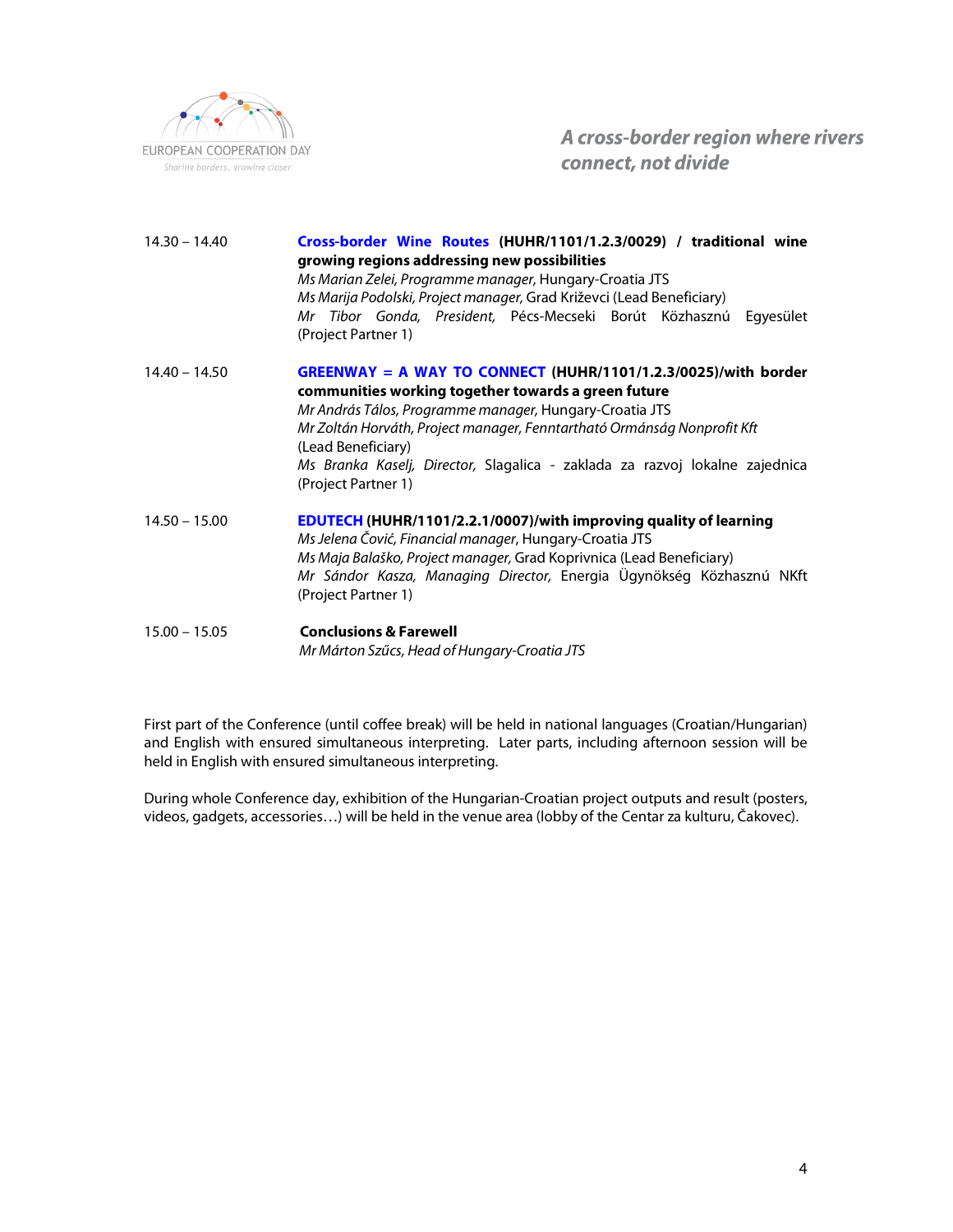| | |
|---|---|
| 14.30 – 14.40 | **Cross-border Wine Routes (HUHR/1101/1.2.3/0029) / traditional wine growing regions addressing new possibilities**<br>*Ms Marian Zelei, Programme manager,* Hungary-Croatia JTS<br>*Ms Marija Podolski, Project manager,* Grad Križevci (Lead Beneficiary)<br>*Mr Tibor Gonda, President,* Pécs-Mecseki Borút Közhasznú Egyesület (Project Partner 1) |
| 14.40 – 14.50 | **GREENWAY = A WAY TO CONNECT (HUHR/1101/1.2.3/0025)/with border communities working together towards a green future**<br>*Mr András Tálos, Programme manager,* Hungary-Croatia JTS<br>*Mr Zoltán Horváth, Project manager, Fenntartható Ormánság Nonprofit Kft* (Lead Beneficiary)<br>*Ms Branka Kaselj, Director,* Slagalica - zaklada za razvoj lokalne zajednica (Project Partner 1) |
| 14.50 – 15.00 | **EDUTECH (HUHR/1101/2.2.1/0007)/with improving quality of learning**<br>*Ms Jelena Čović, Financial manager*, Hungary-Croatia JTS<br>*Ms Maja Balaško, Project manager,* Grad Koprivnica (Lead Beneficiary)<br>*Mr Sándor Kasza, Managing Director,* Energia Ügynökség Közhasznú NKft (Project Partner 1) |
| 15.00 – 15.05 | **Conclusions & Farewell**<br>*Mr Márton Szűcs, Head of Hungary-Croatia JTS* |

First part of the Conference (until coffee break) will be held in national languages (Croatian/Hungarian) and English with ensured simultaneous interpreting. Later parts, including afternoon session will be held in English with ensured simultaneous interpreting.

During whole Conference day, exhibition of the Hungarian-Croatian project outputs and result (posters, videos, gadgets, accessories…) will be held in the venue area (lobby of the Centar za kulturu, Čakovec).